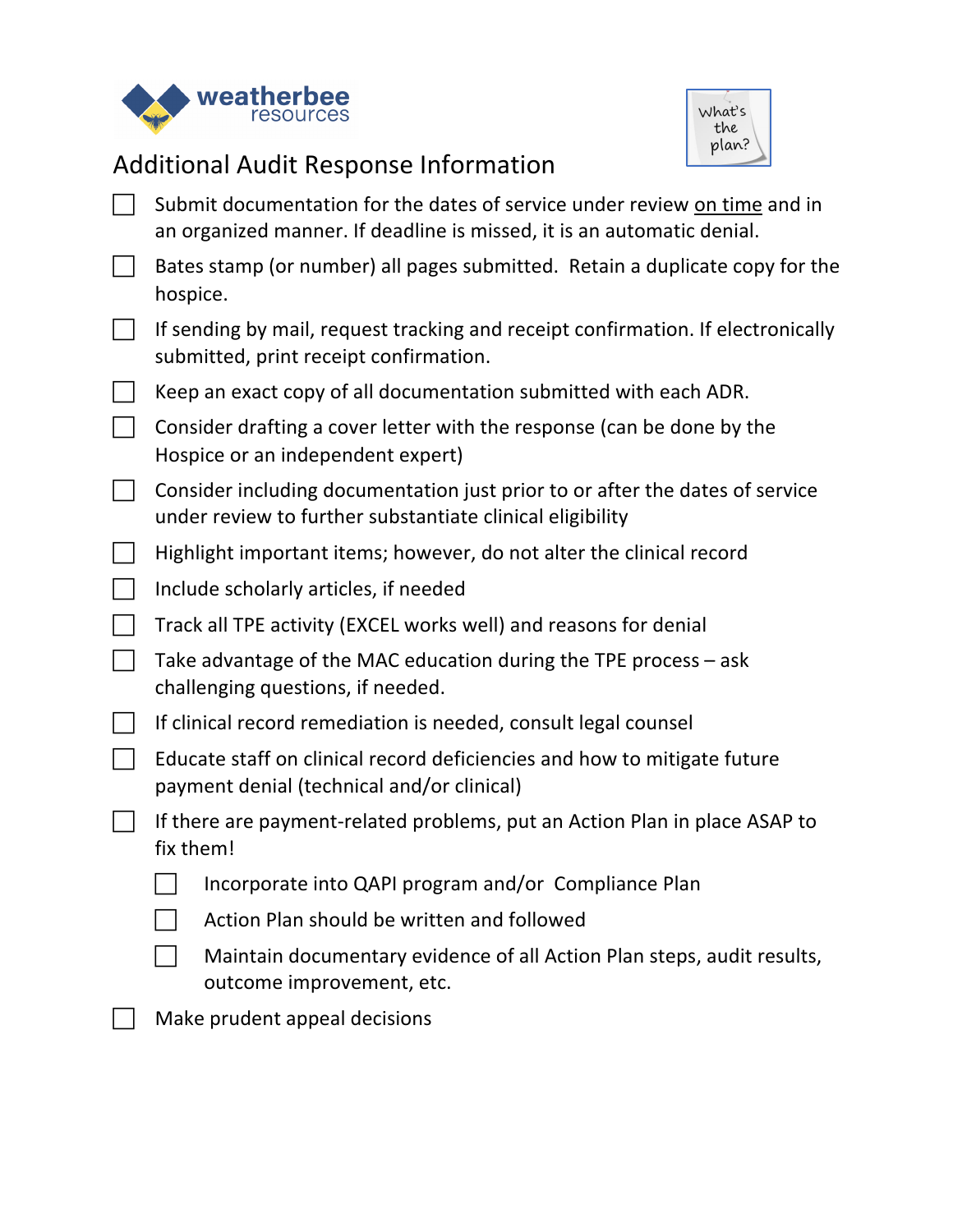weatherbee resources

What's the plan?

# Additional Audit Response Information

- [ ] Submit documentation for the dates of service under review <u>on time</u> and in an organized manner. If deadline is missed, it is an automatic denial.
- [ ] Bates stamp (or number) all pages submitted. Retain a duplicate copy for the hospice.
- [ ] If sending by mail, request tracking and receipt confirmation. If electronically submitted, print receipt confirmation.
- [ ] Keep an exact copy of all documentation submitted with each ADR.
- [ ] Consider drafting a cover letter with the response (can be done by the Hospice or an independent expert)
- [ ] Consider including documentation just prior to or after the dates of service under review to further substantiate clinical eligibility
- [ ] Highlight important items; however, do not alter the clinical record
- [ ] Include scholarly articles, if needed
- [ ] Track all TPE activity (EXCEL works well) and reasons for denial
- [ ] Take advantage of the MAC education during the TPE process – ask challenging questions, if needed.
- [ ] If clinical record remediation is needed, consult legal counsel
- [ ] Educate staff on clinical record deficiencies and how to mitigate future payment denial (technical and/or clinical)
- [ ] If there are payment-related problems, put an Action Plan in place ASAP to fix them!
    - [ ] Incorporate into QAPI program and/or Compliance Plan
    - [ ] Action Plan should be written and followed
    - [ ] Maintain documentary evidence of all Action Plan steps, audit results, outcome improvement, etc.
- [ ] Make prudent appeal decisions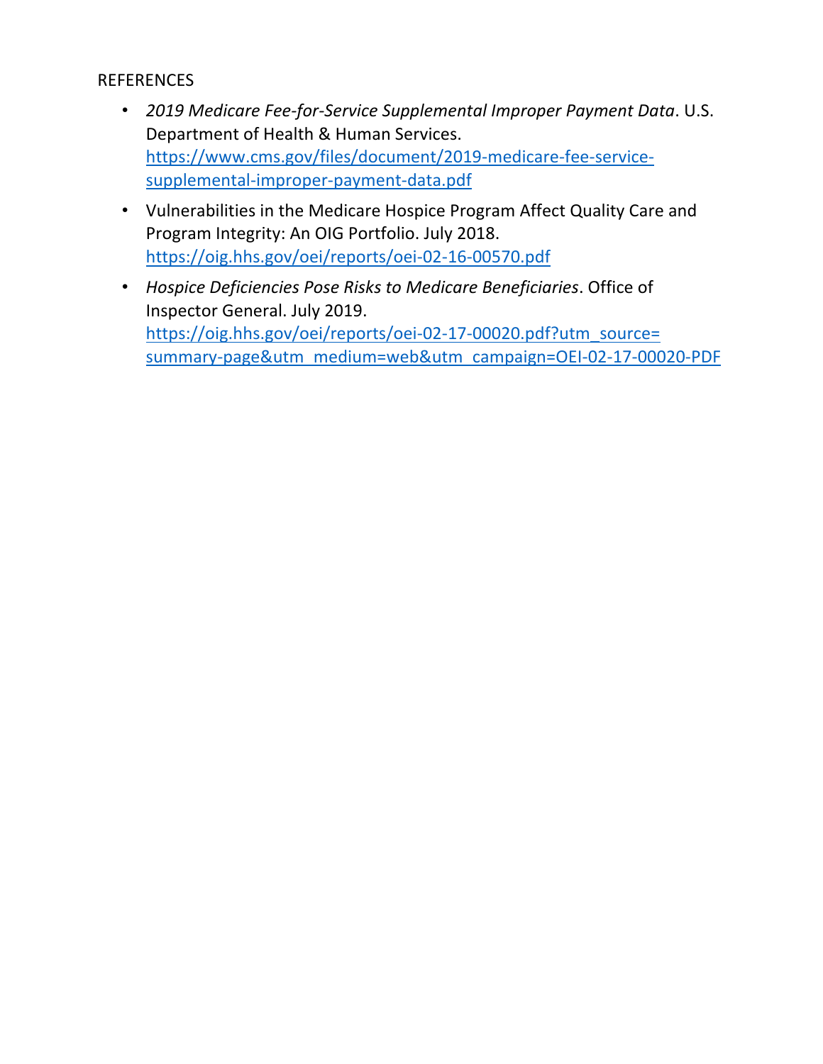REFERENCES

- *2019 Medicare Fee-for-Service Supplemental Improper Payment Data*. U.S. Department of Health & Human Services. https://www.cms.gov/files/document/2019-medicare-fee-service-supplemental-improper-payment-data.pdf
- Vulnerabilities in the Medicare Hospice Program Affect Quality Care and Program Integrity: An OIG Portfolio. July 2018. https://oig.hhs.gov/oei/reports/oei-02-16-00570.pdf
- *Hospice Deficiencies Pose Risks to Medicare Beneficiaries*. Office of Inspector General. July 2019. https://oig.hhs.gov/oei/reports/oei-02-17-00020.pdf?utm_source=summary-page&utm_medium=web&utm_campaign=OEI-02-17-00020-PDF